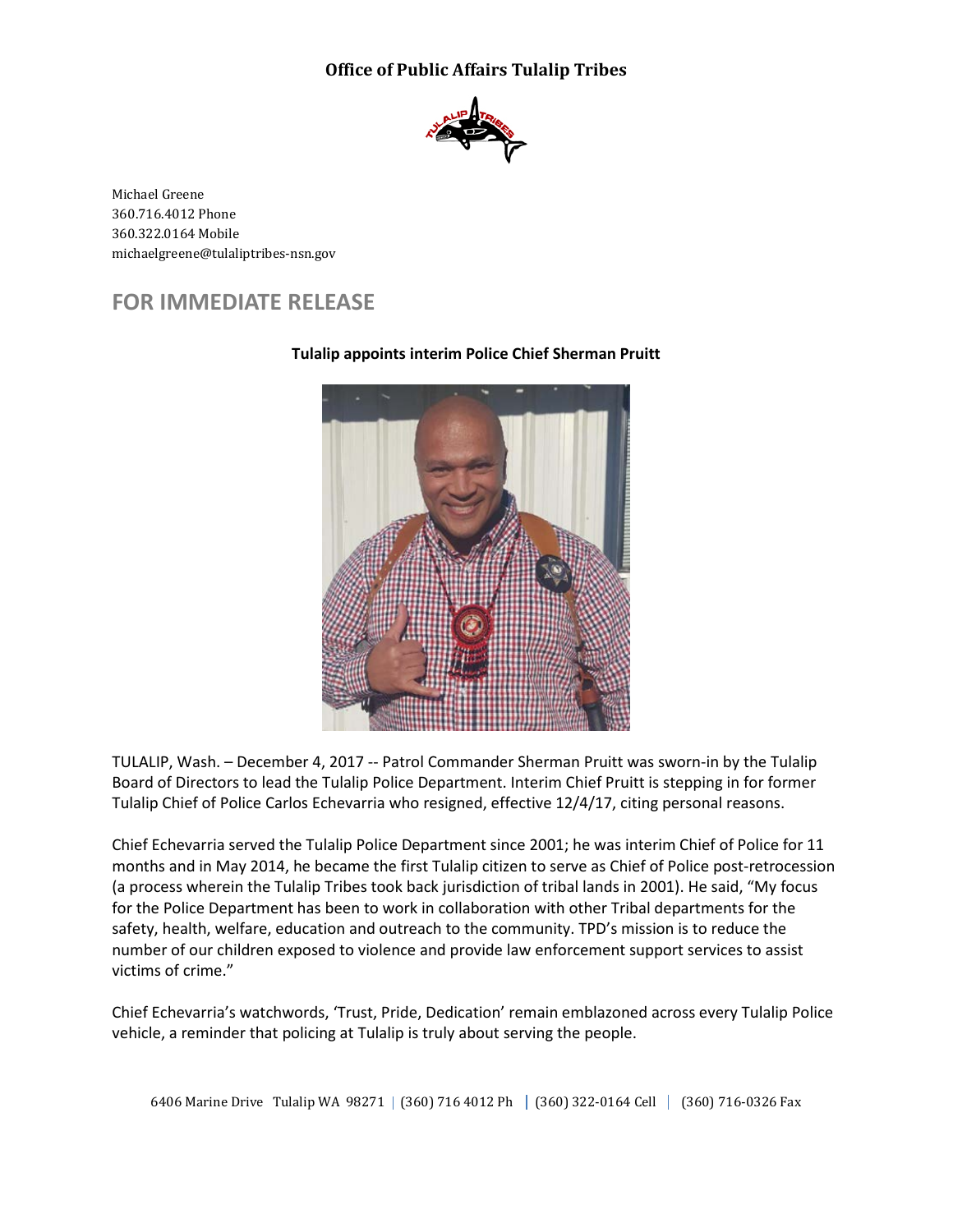**Office of Public Affairs Tulalip Tribes**

Michael Greene
360.716.4012 Phone
360.322.0164 Mobile
michaelgreene@tulaliptribes-nsn.gov

## FOR IMMEDIATE RELEASE

**Tulalip appoints interim Police Chief Sherman Pruitt**

TULALIP, Wash. – December 4, 2017 -- Patrol Commander Sherman Pruitt was sworn-in by the Tulalip Board of Directors to lead the Tulalip Police Department. Interim Chief Pruitt is stepping in for former Tulalip Chief of Police Carlos Echevarria who resigned, effective 12/4/17, citing personal reasons.

Chief Echevarria served the Tulalip Police Department since 2001; he was interim Chief of Police for 11 months and in May 2014, he became the first Tulalip citizen to serve as Chief of Police post-retrocession (a process wherein the Tulalip Tribes took back jurisdiction of tribal lands in 2001). He said, "My focus for the Police Department has been to work in collaboration with other Tribal departments for the safety, health, welfare, education and outreach to the community. TPD's mission is to reduce the number of our children exposed to violence and provide law enforcement support services to assist victims of crime."

Chief Echevarria's watchwords, 'Trust, Pride, Dedication' remain emblazoned across every Tulalip Police vehicle, a reminder that policing at Tulalip is truly about serving the people.

6406 Marine Drive Tulalip WA 98271 | (360) 716 4012 Ph | (360) 322-0164 Cell | (360) 716-0326 Fax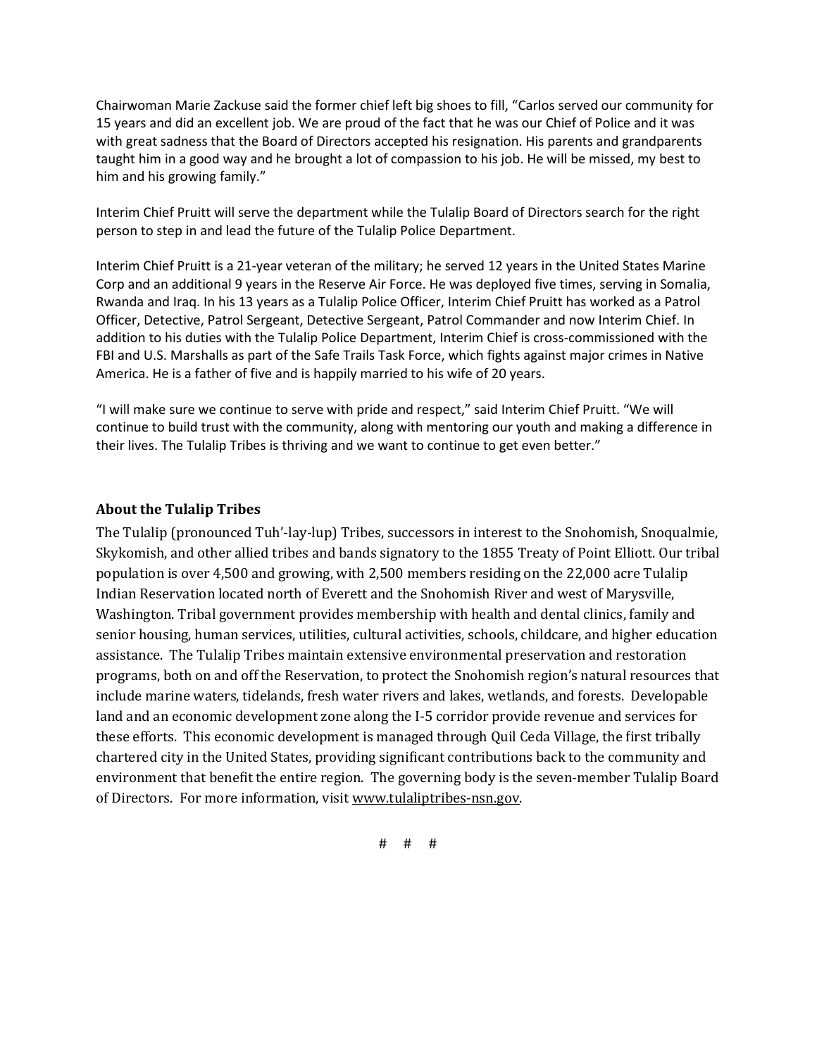Chairwoman Marie Zackuse said the former chief left big shoes to fill, "Carlos served our community for 15 years and did an excellent job. We are proud of the fact that he was our Chief of Police and it was with great sadness that the Board of Directors accepted his resignation. His parents and grandparents taught him in a good way and he brought a lot of compassion to his job. He will be missed, my best to him and his growing family."

Interim Chief Pruitt will serve the department while the Tulalip Board of Directors search for the right person to step in and lead the future of the Tulalip Police Department.

Interim Chief Pruitt is a 21-year veteran of the military; he served 12 years in the United States Marine Corp and an additional 9 years in the Reserve Air Force. He was deployed five times, serving in Somalia, Rwanda and Iraq. In his 13 years as a Tulalip Police Officer, Interim Chief Pruitt has worked as a Patrol Officer, Detective, Patrol Sergeant, Detective Sergeant, Patrol Commander and now Interim Chief. In addition to his duties with the Tulalip Police Department, Interim Chief is cross-commissioned with the FBI and U.S. Marshalls as part of the Safe Trails Task Force, which fights against major crimes in Native America. He is a father of five and is happily married to his wife of 20 years.

"I will make sure we continue to serve with pride and respect," said Interim Chief Pruitt. "We will continue to build trust with the community, along with mentoring our youth and making a difference in their lives. The Tulalip Tribes is thriving and we want to continue to get even better."

**About the Tulalip Tribes**

The Tulalip (pronounced Tuh'-lay-lup) Tribes, successors in interest to the Snohomish, Snoqualmie, Skykomish, and other allied tribes and bands signatory to the 1855 Treaty of Point Elliott. Our tribal population is over 4,500 and growing, with 2,500 members residing on the 22,000 acre Tulalip Indian Reservation located north of Everett and the Snohomish River and west of Marysville, Washington. Tribal government provides membership with health and dental clinics, family and senior housing, human services, utilities, cultural activities, schools, childcare, and higher education assistance. The Tulalip Tribes maintain extensive environmental preservation and restoration programs, both on and off the Reservation, to protect the Snohomish region's natural resources that include marine waters, tidelands, fresh water rivers and lakes, wetlands, and forests. Developable land and an economic development zone along the I-5 corridor provide revenue and services for these efforts. This economic development is managed through Quil Ceda Village, the first tribally chartered city in the United States, providing significant contributions back to the community and environment that benefit the entire region. The governing body is the seven-member Tulalip Board of Directors. For more information, visit www.tulaliptribes-nsn.gov.

# # #